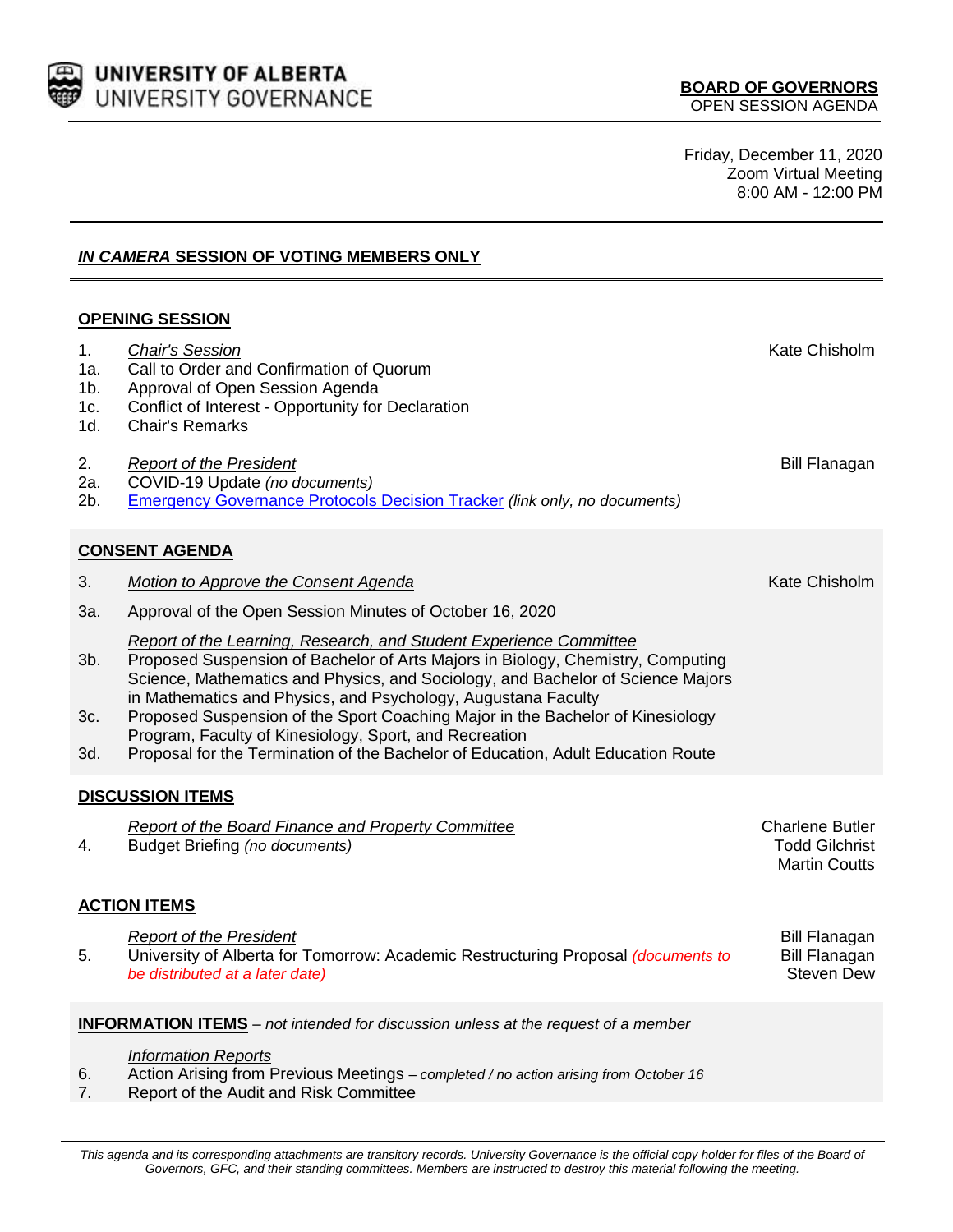**UNIVERSITY OF ALBERTA**
UNIVERSITY GOVERNANCE

**BOARD OF GOVERNORS**
OPEN SESSION AGENDA

Friday, December 11, 2020
Zoom Virtual Meeting
8:00 AM - 12:00 PM

## *IN CAMERA* SESSION OF VOTING MEMBERS ONLY

## OPENING SESSION

1. *Chair's Session* — Kate Chisholm
1a. Call to Order and Confirmation of Quorum
1b. Approval of Open Session Agenda
1c. Conflict of Interest - Opportunity for Declaration
1d. Chair's Remarks

2. *Report of the President* — Bill Flanagan
2a. COVID-19 Update *(no documents)*
2b. Emergency Governance Protocols Decision Tracker *(link only, no documents)*

## CONSENT AGENDA

3. *Motion to Approve the Consent Agenda* — Kate Chisholm

3a. Approval of the Open Session Minutes of October 16, 2020

*Report of the Learning, Research, and Student Experience Committee*

3b. Proposed Suspension of Bachelor of Arts Majors in Biology, Chemistry, Computing Science, Mathematics and Physics, and Sociology, and Bachelor of Science Majors in Mathematics and Physics, and Psychology, Augustana Faculty
3c. Proposed Suspension of the Sport Coaching Major in the Bachelor of Kinesiology Program, Faculty of Kinesiology, Sport, and Recreation
3d. Proposal for the Termination of the Bachelor of Education, Adult Education Route

## DISCUSSION ITEMS

*Report of the Board Finance and Property Committee* — Charlene Butler, Todd Gilchrist, Martin Coutts

4. Budget Briefing *(no documents)*

## ACTION ITEMS

*Report of the President* — Bill Flanagan

5. University of Alberta for Tomorrow: Academic Restructuring Proposal *(documents to be distributed at a later date)* — Bill Flanagan, Steven Dew

## INFORMATION ITEMS – *not intended for discussion unless at the request of a member*

*Information Reports*

6. Action Arising from Previous Meetings – *completed / no action arising from October 16*
7. Report of the Audit and Risk Committee

*This agenda and its corresponding attachments are transitory records. University Governance is the official copy holder for files of the Board of Governors, GFC, and their standing committees. Members are instructed to destroy this material following the meeting.*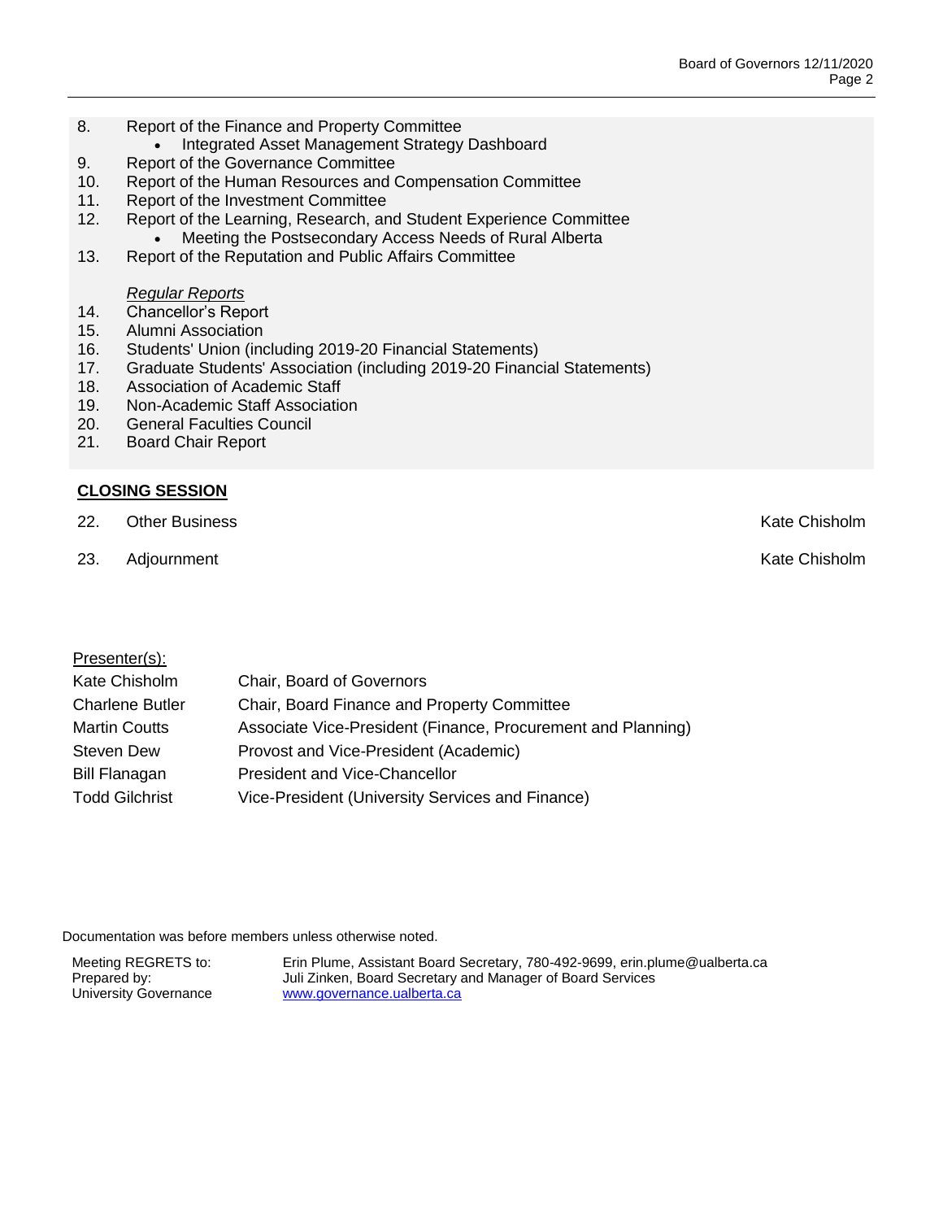8. Report of the Finance and Property Committee
    - Integrated Asset Management Strategy Dashboard
9. Report of the Governance Committee
10. Report of the Human Resources and Compensation Committee
11. Report of the Investment Committee
12. Report of the Learning, Research, and Student Experience Committee
    - Meeting the Postsecondary Access Needs of Rural Alberta
13. Report of the Reputation and Public Affairs Committee

*Regular Reports*

14. Chancellor's Report
15. Alumni Association
16. Students' Union (including 2019-20 Financial Statements)
17. Graduate Students' Association (including 2019-20 Financial Statements)
18. Association of Academic Staff
19. Non-Academic Staff Association
20. General Faculties Council
21. Board Chair Report

**CLOSING SESSION**

22. Other Business — Kate Chisholm

23. Adjournment — Kate Chisholm

Presenter(s):

| | |
|---|---|
| Kate Chisholm | Chair, Board of Governors |
| Charlene Butler | Chair, Board Finance and Property Committee |
| Martin Coutts | Associate Vice-President (Finance, Procurement and Planning) |
| Steven Dew | Provost and Vice-President (Academic) |
| Bill Flanagan | President and Vice-Chancellor |
| Todd Gilchrist | Vice-President (University Services and Finance) |

Documentation was before members unless otherwise noted.

| | |
|---|---|
| Meeting REGRETS to: | Erin Plume, Assistant Board Secretary, 780-492-9699, erin.plume@ualberta.ca |
| Prepared by: | Juli Zinken, Board Secretary and Manager of Board Services |
| University Governance | www.governance.ualberta.ca |